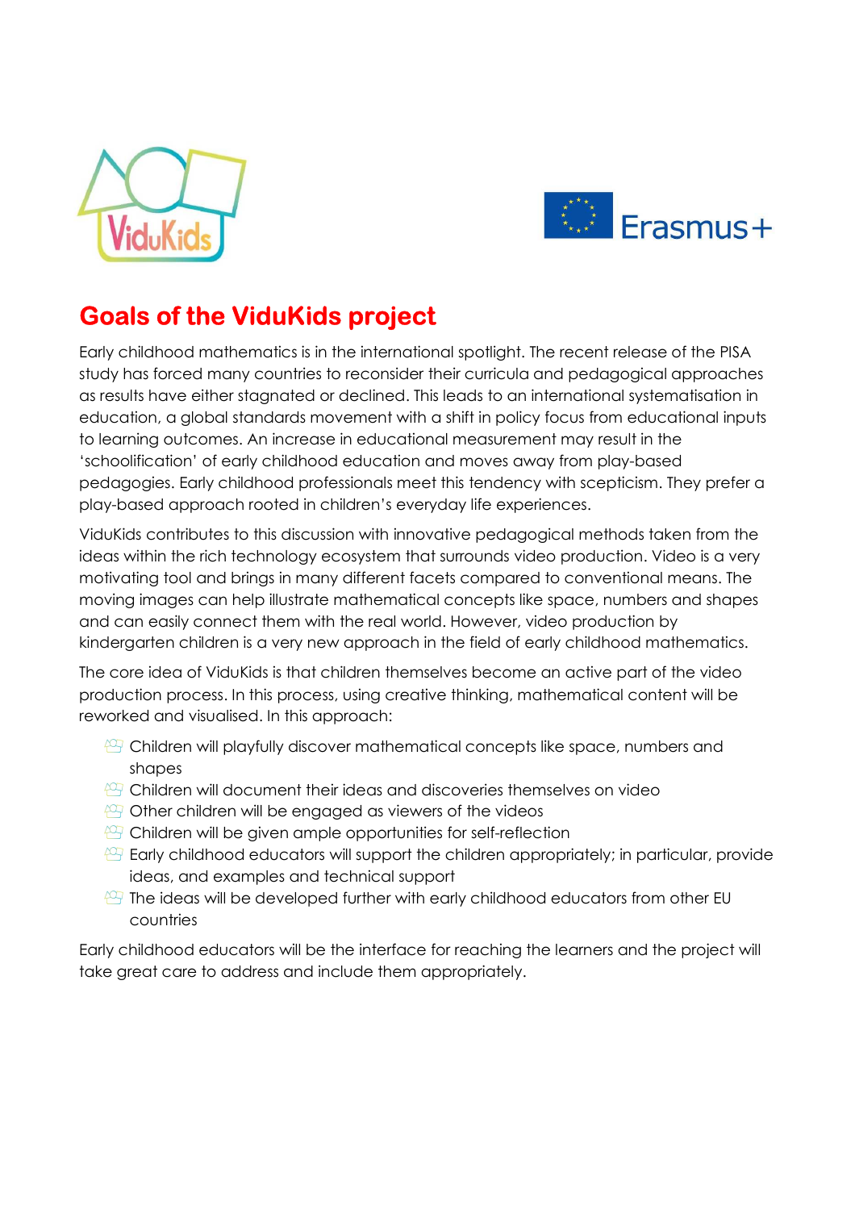# Goals of the ViduKids project

Early childhood mathematics is in the international spotlight. The recent release of the PISA study has forced many countries to reconsider their curricula and pedagogical approaches as results have either stagnated or declined. This leads to an international systematisation in education, a global standards movement with a shift in policy focus from educational inputs to learning outcomes. An increase in educational measurement may result in the 'schoolification' of early childhood education and moves away from play-based pedagogies. Early childhood professionals meet this tendency with scepticism. They prefer a play-based approach rooted in children's everyday life experiences.

ViduKids contributes to this discussion with innovative pedagogical methods taken from the ideas within the rich technology ecosystem that surrounds video production. Video is a very motivating tool and brings in many different facets compared to conventional means. The moving images can help illustrate mathematical concepts like space, numbers and shapes and can easily connect them with the real world. However, video production by kindergarten children is a very new approach in the field of early childhood mathematics.

The core idea of ViduKids is that children themselves become an active part of the video production process. In this process, using creative thinking, mathematical content will be reworked and visualised. In this approach:

- Children will playfully discover mathematical concepts like space, numbers and shapes
- Children will document their ideas and discoveries themselves on video
- Other children will be engaged as viewers of the videos
- Children will be given ample opportunities for self-reflection
- Early childhood educators will support the children appropriately; in particular, provide ideas, and examples and technical support
- The ideas will be developed further with early childhood educators from other EU countries

Early childhood educators will be the interface for reaching the learners and the project will take great care to address and include them appropriately.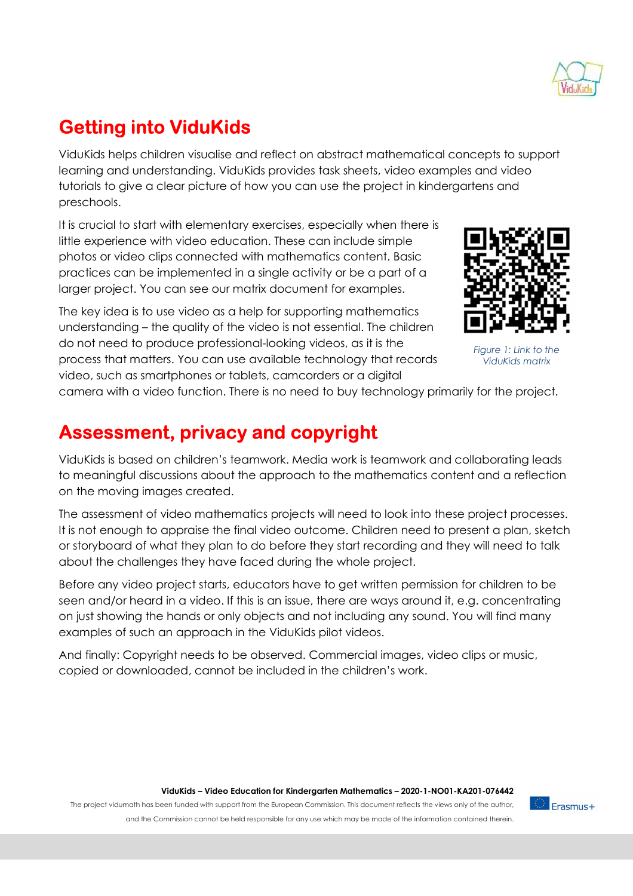## Getting into ViduKids

ViduKids helps children visualise and reflect on abstract mathematical concepts to support learning and understanding. ViduKids provides task sheets, video examples and video tutorials to give a clear picture of how you can use the project in kindergartens and preschools.

It is crucial to start with elementary exercises, especially when there is little experience with video education. These can include simple photos or video clips connected with mathematics content. Basic practices can be implemented in a single activity or be a part of a larger project. You can see our matrix document for examples.

*Figure 1: Link to the ViduKids matrix*

The key idea is to use video as a help for supporting mathematics understanding – the quality of the video is not essential. The children do not need to produce professional-looking videos, as it is the process that matters. You can use available technology that records video, such as smartphones or tablets, camcorders or a digital camera with a video function. There is no need to buy technology primarily for the project.

## Assessment, privacy and copyright

ViduKids is based on children's teamwork. Media work is teamwork and collaborating leads to meaningful discussions about the approach to the mathematics content and a reflection on the moving images created.

The assessment of video mathematics projects will need to look into these project processes. It is not enough to appraise the final video outcome. Children need to present a plan, sketch or storyboard of what they plan to do before they start recording and they will need to talk about the challenges they have faced during the whole project.

Before any video project starts, educators have to get written permission for children to be seen and/or heard in a video. If this is an issue, there are ways around it, e.g. concentrating on just showing the hands or only objects and not including any sound. You will find many examples of such an approach in the ViduKids pilot videos.

And finally: Copyright needs to be observed. Commercial images, video clips or music, copied or downloaded, cannot be included in the children's work.